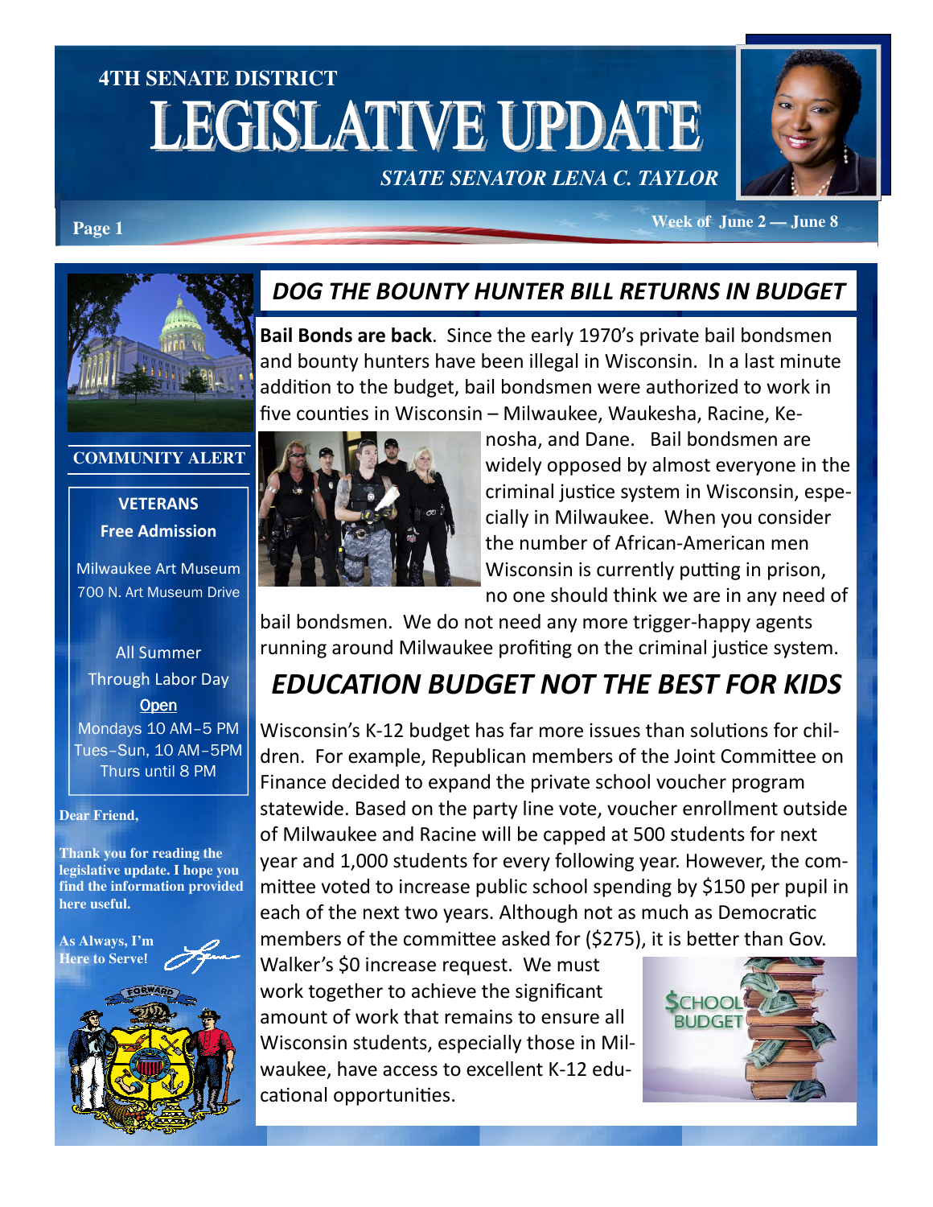# 4TH SENATE DISTRICT LEGISLATIVE UPDATE

*STATE SENATOR LENA C. TAYLOR*

Week of June 2 — June 8

## *DOG THE BOUNTY HUNTER BILL RETURNS IN BUDGET*

**Bail Bonds are back**. Since the early 1970's private bail bondsmen and bounty hunters have been illegal in Wisconsin. In a last minute addition to the budget, bail bondsmen were authorized to work in five counties in Wisconsin – Milwaukee, Waukesha, Racine, Kenosha, and Dane. Bail bondsmen are widely opposed by almost everyone in the criminal justice system in Wisconsin, especially in Milwaukee. When you consider the number of African-American men Wisconsin is currently putting in prison, no one should think we are in any need of bail bondsmen. We do not need any more trigger-happy agents running around Milwaukee profiting on the criminal justice system.

## *EDUCATION BUDGET NOT THE BEST FOR KIDS*

Wisconsin's K-12 budget has far more issues than solutions for children. For example, Republican members of the Joint Committee on Finance decided to expand the private school voucher program statewide. Based on the party line vote, voucher enrollment outside of Milwaukee and Racine will be capped at 500 students for next year and 1,000 students for every following year. However, the committee voted to increase public school spending by $150 per pupil in each of the next two years. Although not as much as Democratic members of the committee asked for ($275), it is better than Gov. Walker's $0 increase request. We must work together to achieve the significant amount of work that remains to ensure all Wisconsin students, especially those in Milwaukee, have access to excellent K-12 educational opportunities.

### COMMUNITY ALERT

**VETERANS**
**Free Admission**

Milwaukee Art Museum
700 N. Art Museum Drive

All Summer
Through Labor Day
Open
Mondays 10 AM–5 PM
Tues–Sun, 10 AM–5PM
Thurs until 8 PM

**Dear Friend,**

**Thank you for reading the legislative update. I hope you find the information provided here useful.**

**As Always, I'm Here to Serve!**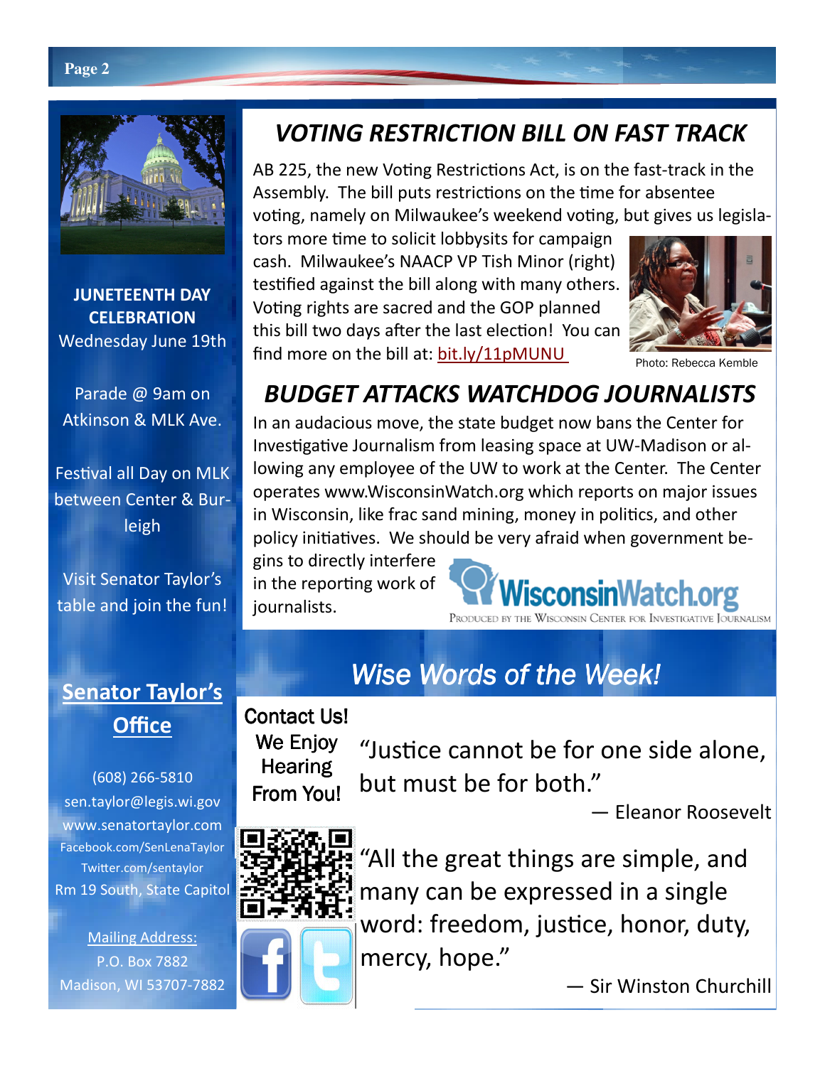## VOTING RESTRICTION BILL ON FAST TRACK

AB 225, the new Voting Restrictions Act, is on the fast-track in the Assembly. The bill puts restrictions on the time for absentee voting, namely on Milwaukee's weekend voting, but gives us legislators more time to solicit lobbysits for campaign cash. Milwaukee's NAACP VP Tish Minor (right) testified against the bill along with many others. Voting rights are sacred and the GOP planned this bill two days after the last election! You can find more on the bill at: bit.ly/11pMUNU

Photo: Rebecca Kemble

## BUDGET ATTACKS WATCHDOG JOURNALISTS

In an audacious move, the state budget now bans the Center for Investigative Journalism from leasing space at UW-Madison or allowing any employee of the UW to work at the Center. The Center operates www.WisconsinWatch.org which reports on major issues in Wisconsin, like frac sand mining, money in politics, and other policy initiatives. We should be very afraid when government begins to directly interfere in the reporting work of journalists.

WisconsinWatch.org
PRODUCED BY THE WISCONSIN CENTER FOR INVESTIGATIVE JOURNALISM

**JUNETEENTH DAY CELEBRATION**
Wednesday June 19th

Parade @ 9am on Atkinson & MLK Ave.

Festival all Day on MLK between Center & Burleigh

Visit Senator Taylor's table and join the fun!

## Senator Taylor's Office

(608) 266-5810
sen.taylor@legis.wi.gov
www.senatortaylor.com
Facebook.com/SenLenaTaylor
Twitter.com/sentaylor
Rm 19 South, State Capitol

Mailing Address:
P.O. Box 7882
Madison, WI 53707-7882

## *Wise Words of the Week!*

Contact Us! We Enjoy Hearing From You!

"Justice cannot be for one side alone, but must be for both."

— Eleanor Roosevelt

"All the great things are simple, and many can be expressed in a single word: freedom, justice, honor, duty, mercy, hope."

— Sir Winston Churchill